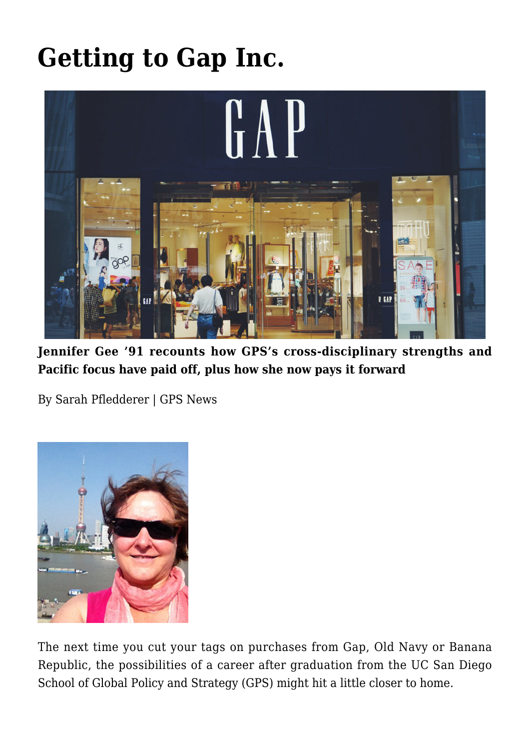# Getting to Gap Inc.

**Jennifer Gee '91 recounts how GPS's cross-disciplinary strengths and Pacific focus have paid off, plus how she now pays it forward**

By Sarah Pfledderer | GPS News

The next time you cut your tags on purchases from Gap, Old Navy or Banana Republic, the possibilities of a career after graduation from the UC San Diego School of Global Policy and Strategy (GPS) might hit a little closer to home.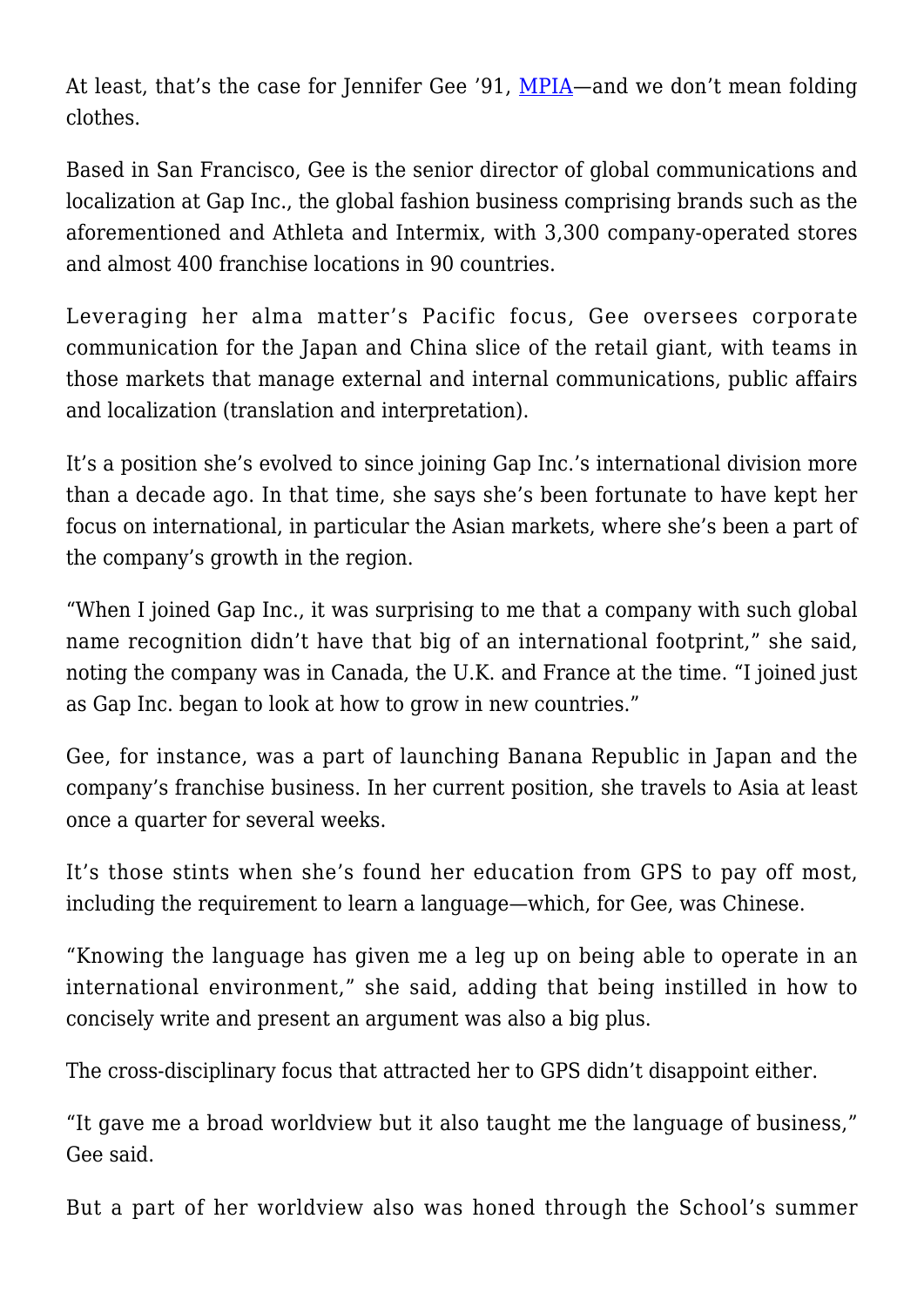At least, that's the case for Jennifer Gee '91, [MPIA](#)—and we don't mean folding clothes.

Based in San Francisco, Gee is the senior director of global communications and localization at Gap Inc., the global fashion business comprising brands such as the aforementioned and Athleta and Intermix, with 3,300 company-operated stores and almost 400 franchise locations in 90 countries.

Leveraging her alma matter's Pacific focus, Gee oversees corporate communication for the Japan and China slice of the retail giant, with teams in those markets that manage external and internal communications, public affairs and localization (translation and interpretation).

It's a position she's evolved to since joining Gap Inc.'s international division more than a decade ago. In that time, she says she's been fortunate to have kept her focus on international, in particular the Asian markets, where she's been a part of the company's growth in the region.

"When I joined Gap Inc., it was surprising to me that a company with such global name recognition didn't have that big of an international footprint," she said, noting the company was in Canada, the U.K. and France at the time. "I joined just as Gap Inc. began to look at how to grow in new countries."

Gee, for instance, was a part of launching Banana Republic in Japan and the company's franchise business. In her current position, she travels to Asia at least once a quarter for several weeks.

It's those stints when she's found her education from GPS to pay off most, including the requirement to learn a language—which, for Gee, was Chinese.

"Knowing the language has given me a leg up on being able to operate in an international environment," she said, adding that being instilled in how to concisely write and present an argument was also a big plus.

The cross-disciplinary focus that attracted her to GPS didn't disappoint either.

"It gave me a broad worldview but it also taught me the language of business," Gee said.

But a part of her worldview also was honed through the School's summer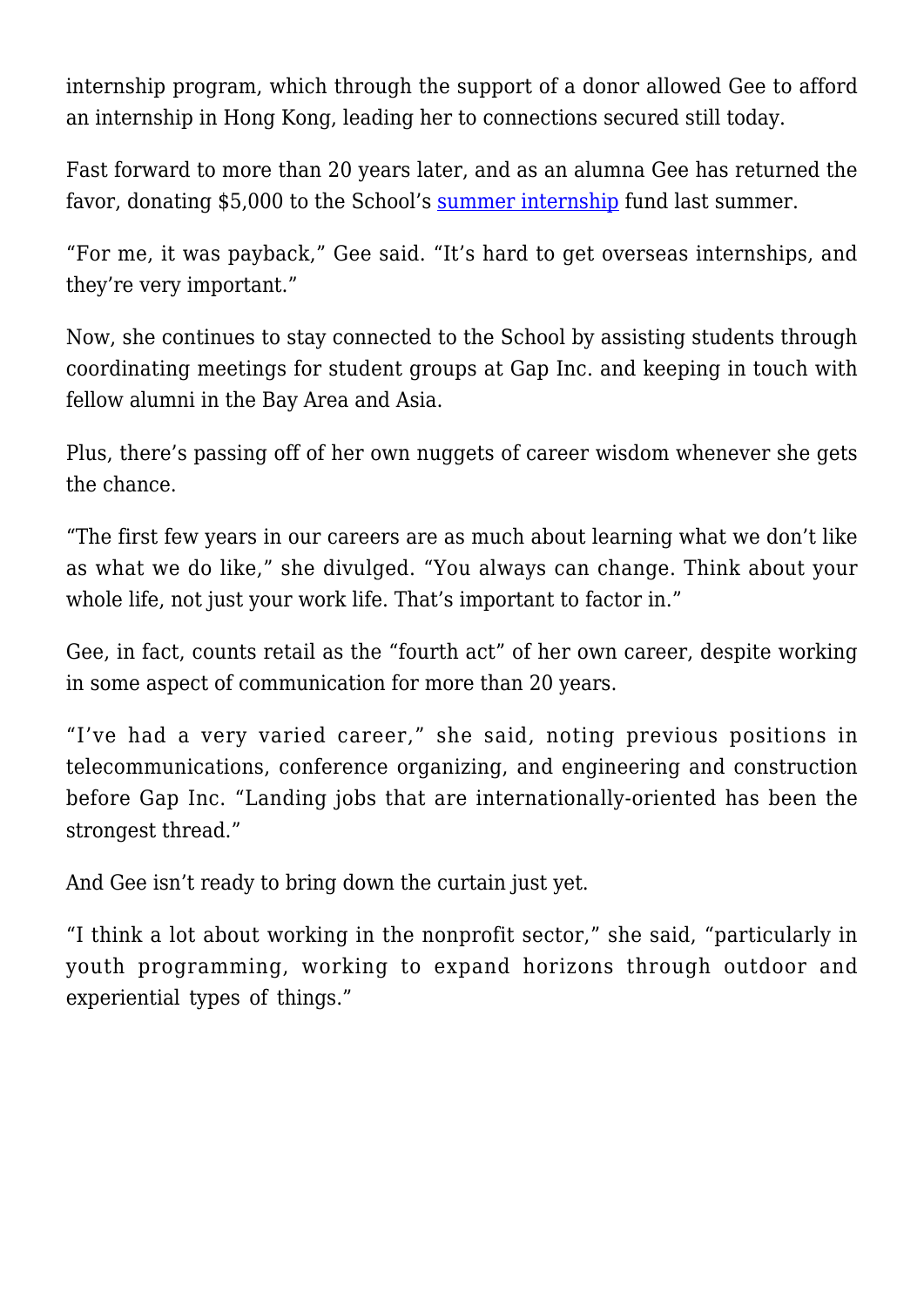internship program, which through the support of a donor allowed Gee to afford an internship in Hong Kong, leading her to connections secured still today.

Fast forward to more than 20 years later, and as an alumna Gee has returned the favor, donating $5,000 to the School's summer internship fund last summer.

"For me, it was payback," Gee said. "It's hard to get overseas internships, and they're very important."

Now, she continues to stay connected to the School by assisting students through coordinating meetings for student groups at Gap Inc. and keeping in touch with fellow alumni in the Bay Area and Asia.

Plus, there's passing off of her own nuggets of career wisdom whenever she gets the chance.

"The first few years in our careers are as much about learning what we don't like as what we do like," she divulged. "You always can change. Think about your whole life, not just your work life. That's important to factor in."

Gee, in fact, counts retail as the "fourth act" of her own career, despite working in some aspect of communication for more than 20 years.

"I've had a very varied career," she said, noting previous positions in telecommunications, conference organizing, and engineering and construction before Gap Inc. "Landing jobs that are internationally-oriented has been the strongest thread."

And Gee isn't ready to bring down the curtain just yet.

"I think a lot about working in the nonprofit sector," she said, "particularly in youth programming, working to expand horizons through outdoor and experiential types of things."